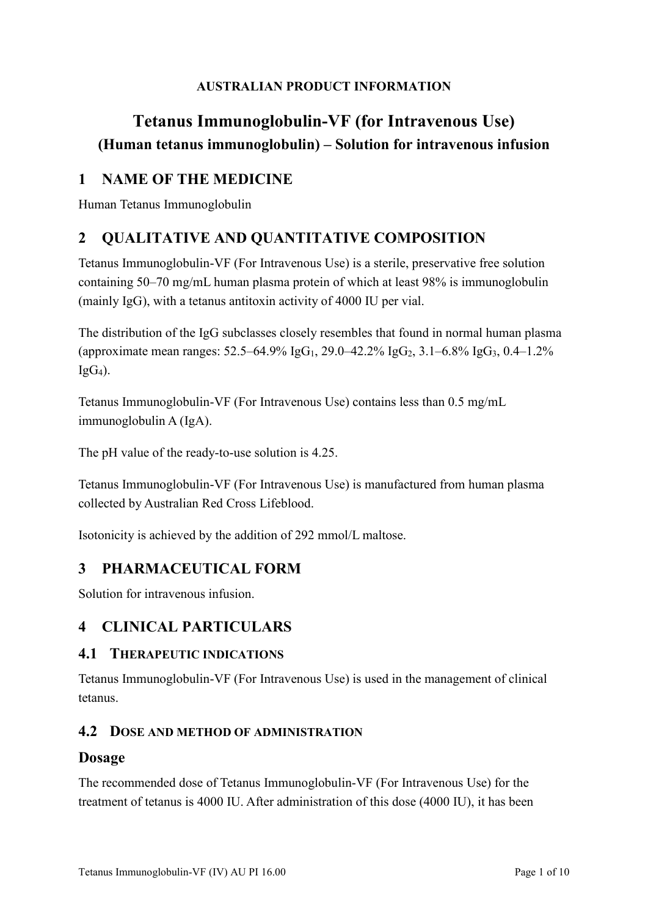**AUSTRALIAN PRODUCT INFORMATION**

# Tetanus Immunoglobulin-VF (for Intravenous Use)

## (Human tetanus immunoglobulin) – Solution for intravenous infusion

## 1 NAME OF THE MEDICINE

Human Tetanus Immunoglobulin

## 2 QUALITATIVE AND QUANTITATIVE COMPOSITION

Tetanus Immunoglobulin-VF (For Intravenous Use) is a sterile, preservative free solution containing 50–70 mg/mL human plasma protein of which at least 98% is immunoglobulin (mainly IgG), with a tetanus antitoxin activity of 4000 IU per vial.

The distribution of the IgG subclasses closely resembles that found in normal human plasma (approximate mean ranges: 52.5–64.9% $IgG_1$, 29.0–42.2% $IgG_2$, 3.1–6.8% $IgG_3$, 0.4–1.2% $IgG_4$).

Tetanus Immunoglobulin-VF (For Intravenous Use) contains less than 0.5 mg/mL immunoglobulin A (IgA).

The pH value of the ready-to-use solution is 4.25.

Tetanus Immunoglobulin-VF (For Intravenous Use) is manufactured from human plasma collected by Australian Red Cross Lifeblood.

Isotonicity is achieved by the addition of 292 mmol/L maltose.

## 3 PHARMACEUTICAL FORM

Solution for intravenous infusion.

## 4 CLINICAL PARTICULARS

### 4.1 THERAPEUTIC INDICATIONS

Tetanus Immunoglobulin-VF (For Intravenous Use) is used in the management of clinical tetanus.

### 4.2 DOSE AND METHOD OF ADMINISTRATION

#### Dosage

The recommended dose of Tetanus Immunoglobulin-VF (For Intravenous Use) for the treatment of tetanus is 4000 IU. After administration of this dose (4000 IU), it has been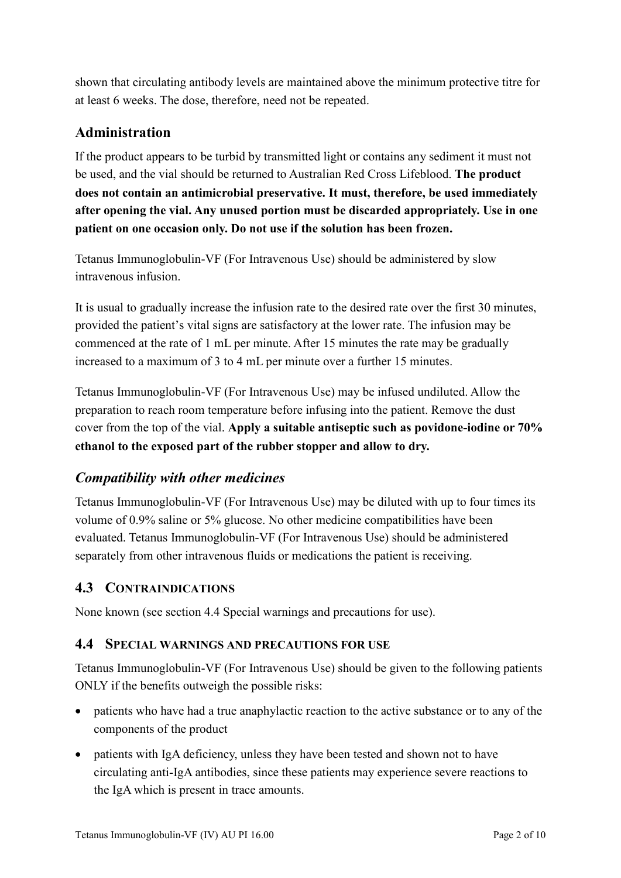shown that circulating antibody levels are maintained above the minimum protective titre for at least 6 weeks. The dose, therefore, need not be repeated.

## Administration

If the product appears to be turbid by transmitted light or contains any sediment it must not be used, and the vial should be returned to Australian Red Cross Lifeblood. **The product does not contain an antimicrobial preservative. It must, therefore, be used immediately after opening the vial. Any unused portion must be discarded appropriately. Use in one patient on one occasion only. Do not use if the solution has been frozen.**

Tetanus Immunoglobulin-VF (For Intravenous Use) should be administered by slow intravenous infusion.

It is usual to gradually increase the infusion rate to the desired rate over the first 30 minutes, provided the patient's vital signs are satisfactory at the lower rate. The infusion may be commenced at the rate of 1 mL per minute. After 15 minutes the rate may be gradually increased to a maximum of 3 to 4 mL per minute over a further 15 minutes.

Tetanus Immunoglobulin-VF (For Intravenous Use) may be infused undiluted. Allow the preparation to reach room temperature before infusing into the patient. Remove the dust cover from the top of the vial. **Apply a suitable antiseptic such as povidone-iodine or 70% ethanol to the exposed part of the rubber stopper and allow to dry.**

### *Compatibility with other medicines*

Tetanus Immunoglobulin-VF (For Intravenous Use) may be diluted with up to four times its volume of 0.9% saline or 5% glucose. No other medicine compatibilities have been evaluated. Tetanus Immunoglobulin-VF (For Intravenous Use) should be administered separately from other intravenous fluids or medications the patient is receiving.

## 4.3 CONTRAINDICATIONS

None known (see section 4.4 Special warnings and precautions for use).

## 4.4 SPECIAL WARNINGS AND PRECAUTIONS FOR USE

Tetanus Immunoglobulin-VF (For Intravenous Use) should be given to the following patients ONLY if the benefits outweigh the possible risks:

- patients who have had a true anaphylactic reaction to the active substance or to any of the components of the product
- patients with IgA deficiency, unless they have been tested and shown not to have circulating anti-IgA antibodies, since these patients may experience severe reactions to the IgA which is present in trace amounts.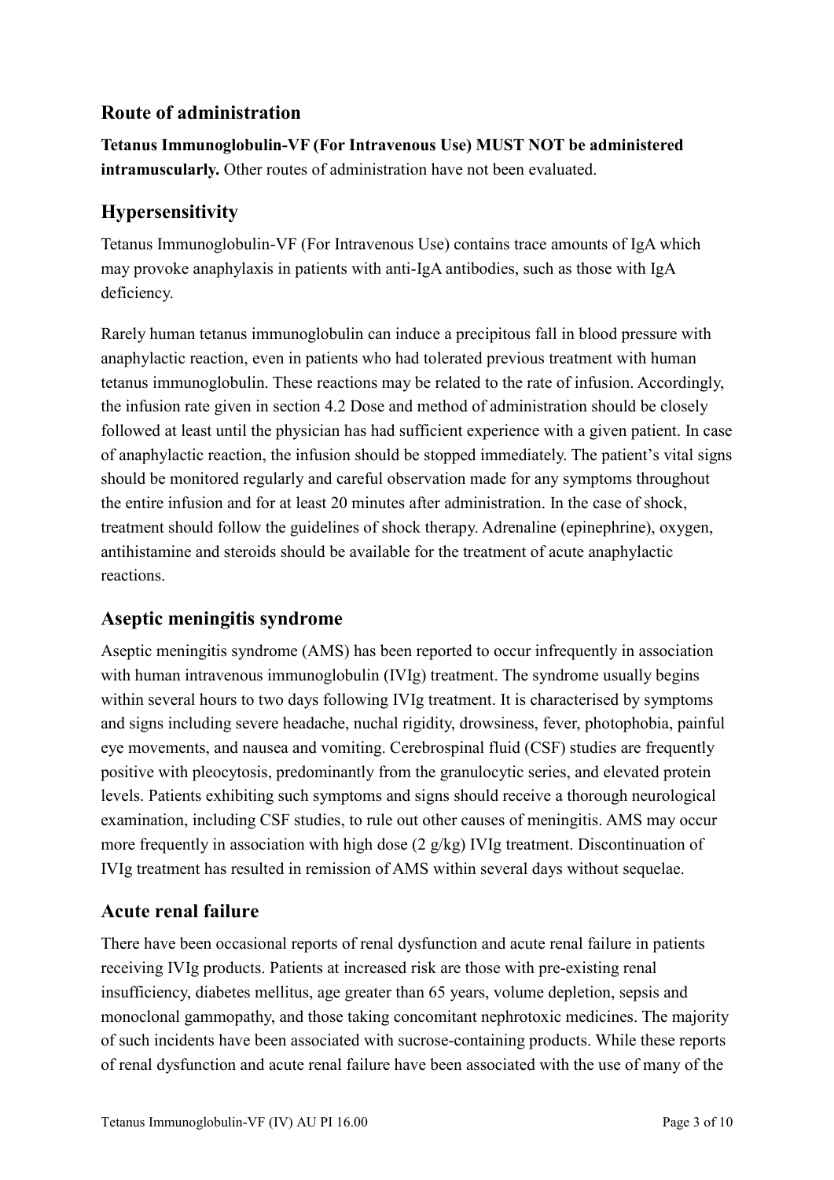## Route of administration

**Tetanus Immunoglobulin-VF (For Intravenous Use) MUST NOT be administered intramuscularly.** Other routes of administration have not been evaluated.

## Hypersensitivity

Tetanus Immunoglobulin-VF (For Intravenous Use) contains trace amounts of IgA which may provoke anaphylaxis in patients with anti-IgA antibodies, such as those with IgA deficiency.

Rarely human tetanus immunoglobulin can induce a precipitous fall in blood pressure with anaphylactic reaction, even in patients who had tolerated previous treatment with human tetanus immunoglobulin. These reactions may be related to the rate of infusion. Accordingly, the infusion rate given in section 4.2 Dose and method of administration should be closely followed at least until the physician has had sufficient experience with a given patient. In case of anaphylactic reaction, the infusion should be stopped immediately. The patient's vital signs should be monitored regularly and careful observation made for any symptoms throughout the entire infusion and for at least 20 minutes after administration. In the case of shock, treatment should follow the guidelines of shock therapy. Adrenaline (epinephrine), oxygen, antihistamine and steroids should be available for the treatment of acute anaphylactic reactions.

## Aseptic meningitis syndrome

Aseptic meningitis syndrome (AMS) has been reported to occur infrequently in association with human intravenous immunoglobulin (IVIg) treatment. The syndrome usually begins within several hours to two days following IVIg treatment. It is characterised by symptoms and signs including severe headache, nuchal rigidity, drowsiness, fever, photophobia, painful eye movements, and nausea and vomiting. Cerebrospinal fluid (CSF) studies are frequently positive with pleocytosis, predominantly from the granulocytic series, and elevated protein levels. Patients exhibiting such symptoms and signs should receive a thorough neurological examination, including CSF studies, to rule out other causes of meningitis. AMS may occur more frequently in association with high dose (2 g/kg) IVIg treatment. Discontinuation of IVIg treatment has resulted in remission of AMS within several days without sequelae.

## Acute renal failure

There have been occasional reports of renal dysfunction and acute renal failure in patients receiving IVIg products. Patients at increased risk are those with pre-existing renal insufficiency, diabetes mellitus, age greater than 65 years, volume depletion, sepsis and monoclonal gammopathy, and those taking concomitant nephrotoxic medicines. The majority of such incidents have been associated with sucrose-containing products. While these reports of renal dysfunction and acute renal failure have been associated with the use of many of the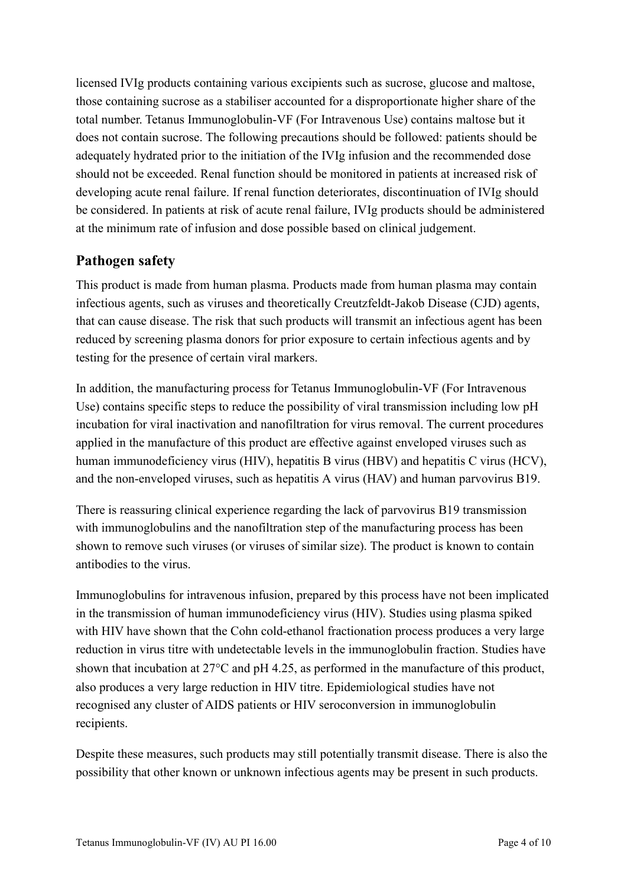licensed IVIg products containing various excipients such as sucrose, glucose and maltose, those containing sucrose as a stabiliser accounted for a disproportionate higher share of the total number. Tetanus Immunoglobulin-VF (For Intravenous Use) contains maltose but it does not contain sucrose. The following precautions should be followed: patients should be adequately hydrated prior to the initiation of the IVIg infusion and the recommended dose should not be exceeded. Renal function should be monitored in patients at increased risk of developing acute renal failure. If renal function deteriorates, discontinuation of IVIg should be considered. In patients at risk of acute renal failure, IVIg products should be administered at the minimum rate of infusion and dose possible based on clinical judgement.

## Pathogen safety

This product is made from human plasma. Products made from human plasma may contain infectious agents, such as viruses and theoretically Creutzfeldt-Jakob Disease (CJD) agents, that can cause disease. The risk that such products will transmit an infectious agent has been reduced by screening plasma donors for prior exposure to certain infectious agents and by testing for the presence of certain viral markers.

In addition, the manufacturing process for Tetanus Immunoglobulin-VF (For Intravenous Use) contains specific steps to reduce the possibility of viral transmission including low pH incubation for viral inactivation and nanofiltration for virus removal. The current procedures applied in the manufacture of this product are effective against enveloped viruses such as human immunodeficiency virus (HIV), hepatitis B virus (HBV) and hepatitis C virus (HCV), and the non-enveloped viruses, such as hepatitis A virus (HAV) and human parvovirus B19.

There is reassuring clinical experience regarding the lack of parvovirus B19 transmission with immunoglobulins and the nanofiltration step of the manufacturing process has been shown to remove such viruses (or viruses of similar size). The product is known to contain antibodies to the virus.

Immunoglobulins for intravenous infusion, prepared by this process have not been implicated in the transmission of human immunodeficiency virus (HIV). Studies using plasma spiked with HIV have shown that the Cohn cold-ethanol fractionation process produces a very large reduction in virus titre with undetectable levels in the immunoglobulin fraction. Studies have shown that incubation at 27°C and pH 4.25, as performed in the manufacture of this product, also produces a very large reduction in HIV titre. Epidemiological studies have not recognised any cluster of AIDS patients or HIV seroconversion in immunoglobulin recipients.

Despite these measures, such products may still potentially transmit disease. There is also the possibility that other known or unknown infectious agents may be present in such products.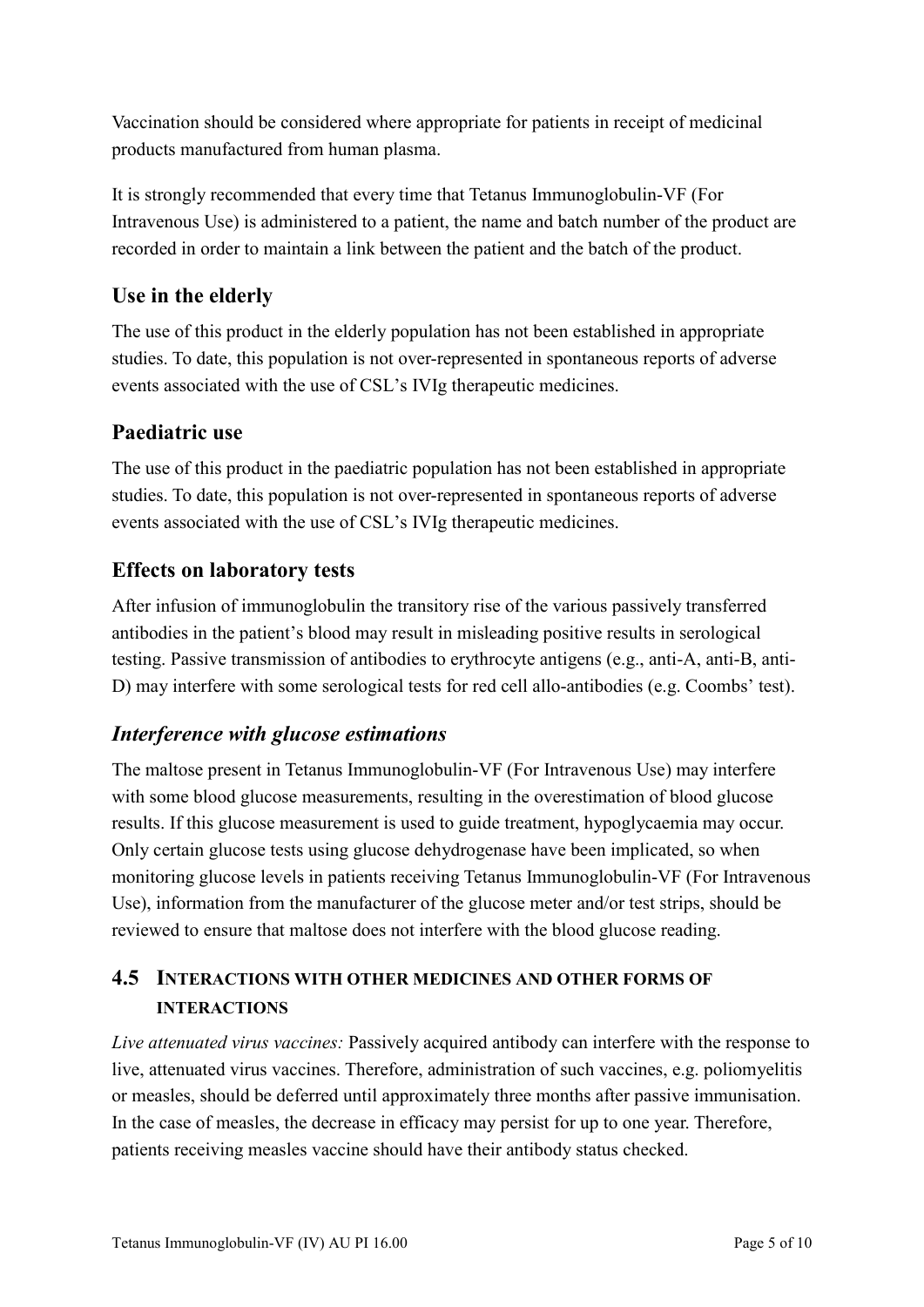Vaccination should be considered where appropriate for patients in receipt of medicinal products manufactured from human plasma.

It is strongly recommended that every time that Tetanus Immunoglobulin-VF (For Intravenous Use) is administered to a patient, the name and batch number of the product are recorded in order to maintain a link between the patient and the batch of the product.

## Use in the elderly

The use of this product in the elderly population has not been established in appropriate studies. To date, this population is not over-represented in spontaneous reports of adverse events associated with the use of CSL's IVIg therapeutic medicines.

## Paediatric use

The use of this product in the paediatric population has not been established in appropriate studies. To date, this population is not over-represented in spontaneous reports of adverse events associated with the use of CSL's IVIg therapeutic medicines.

## Effects on laboratory tests

After infusion of immunoglobulin the transitory rise of the various passively transferred antibodies in the patient's blood may result in misleading positive results in serological testing. Passive transmission of antibodies to erythrocyte antigens (e.g., anti-A, anti-B, anti-D) may interfere with some serological tests for red cell allo-antibodies (e.g. Coombs' test).

## *Interference with glucose estimations*

The maltose present in Tetanus Immunoglobulin-VF (For Intravenous Use) may interfere with some blood glucose measurements, resulting in the overestimation of blood glucose results. If this glucose measurement is used to guide treatment, hypoglycaemia may occur. Only certain glucose tests using glucose dehydrogenase have been implicated, so when monitoring glucose levels in patients receiving Tetanus Immunoglobulin-VF (For Intravenous Use), information from the manufacturer of the glucose meter and/or test strips, should be reviewed to ensure that maltose does not interfere with the blood glucose reading.

## 4.5 INTERACTIONS WITH OTHER MEDICINES AND OTHER FORMS OF INTERACTIONS

*Live attenuated virus vaccines:* Passively acquired antibody can interfere with the response to live, attenuated virus vaccines. Therefore, administration of such vaccines, e.g. poliomyelitis or measles, should be deferred until approximately three months after passive immunisation. In the case of measles, the decrease in efficacy may persist for up to one year. Therefore, patients receiving measles vaccine should have their antibody status checked.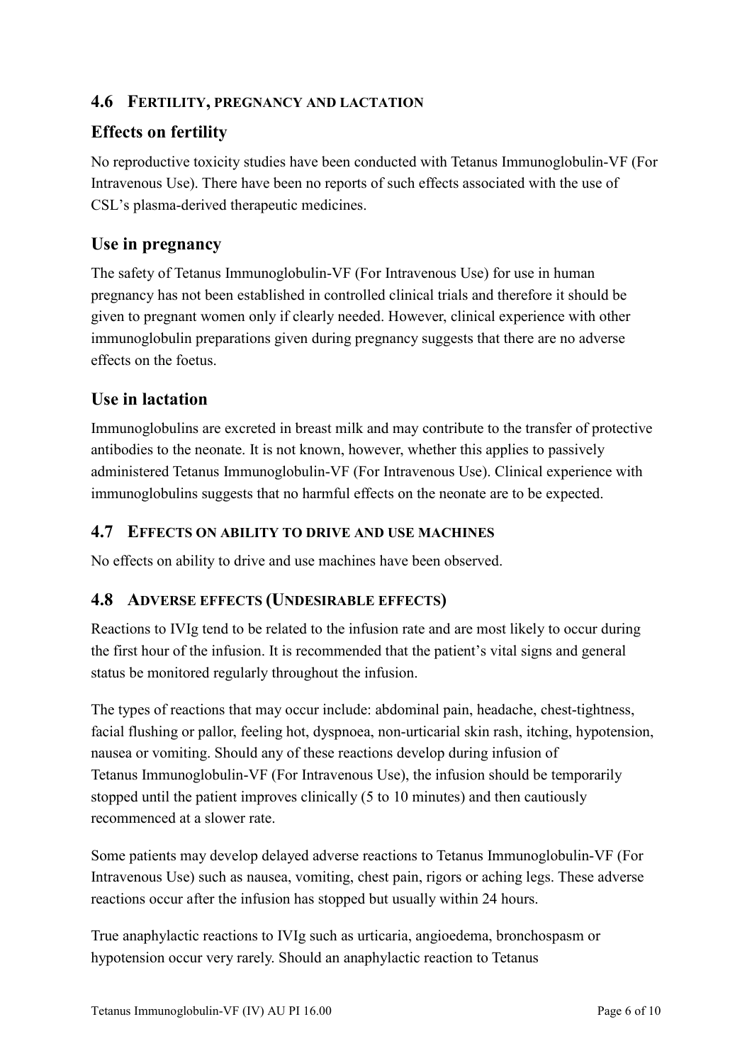## 4.6 FERTILITY, PREGNANCY AND LACTATION

### Effects on fertility

No reproductive toxicity studies have been conducted with Tetanus Immunoglobulin-VF (For Intravenous Use). There have been no reports of such effects associated with the use of CSL's plasma-derived therapeutic medicines.

### Use in pregnancy

The safety of Tetanus Immunoglobulin-VF (For Intravenous Use) for use in human pregnancy has not been established in controlled clinical trials and therefore it should be given to pregnant women only if clearly needed. However, clinical experience with other immunoglobulin preparations given during pregnancy suggests that there are no adverse effects on the foetus.

### Use in lactation

Immunoglobulins are excreted in breast milk and may contribute to the transfer of protective antibodies to the neonate. It is not known, however, whether this applies to passively administered Tetanus Immunoglobulin-VF (For Intravenous Use). Clinical experience with immunoglobulins suggests that no harmful effects on the neonate are to be expected.

## 4.7 EFFECTS ON ABILITY TO DRIVE AND USE MACHINES

No effects on ability to drive and use machines have been observed.

## 4.8 ADVERSE EFFECTS (UNDESIRABLE EFFECTS)

Reactions to IVIg tend to be related to the infusion rate and are most likely to occur during the first hour of the infusion. It is recommended that the patient's vital signs and general status be monitored regularly throughout the infusion.

The types of reactions that may occur include: abdominal pain, headache, chest-tightness, facial flushing or pallor, feeling hot, dyspnoea, non-urticarial skin rash, itching, hypotension, nausea or vomiting. Should any of these reactions develop during infusion of Tetanus Immunoglobulin-VF (For Intravenous Use), the infusion should be temporarily stopped until the patient improves clinically (5 to 10 minutes) and then cautiously recommenced at a slower rate.

Some patients may develop delayed adverse reactions to Tetanus Immunoglobulin-VF (For Intravenous Use) such as nausea, vomiting, chest pain, rigors or aching legs. These adverse reactions occur after the infusion has stopped but usually within 24 hours.

True anaphylactic reactions to IVIg such as urticaria, angioedema, bronchospasm or hypotension occur very rarely. Should an anaphylactic reaction to Tetanus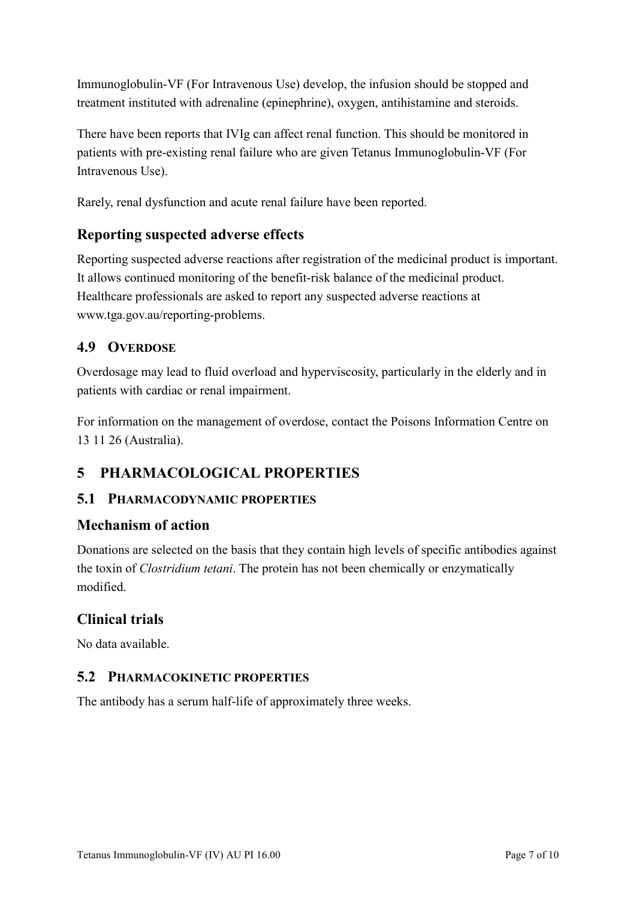Immunoglobulin-VF (For Intravenous Use) develop, the infusion should be stopped and treatment instituted with adrenaline (epinephrine), oxygen, antihistamine and steroids.

There have been reports that IVIg can affect renal function. This should be monitored in patients with pre-existing renal failure who are given Tetanus Immunoglobulin-VF (For Intravenous Use).

Rarely, renal dysfunction and acute renal failure have been reported.

## Reporting suspected adverse effects

Reporting suspected adverse reactions after registration of the medicinal product is important. It allows continued monitoring of the benefit-risk balance of the medicinal product. Healthcare professionals are asked to report any suspected adverse reactions at www.tga.gov.au/reporting-problems.

### 4.9 OVERDOSE

Overdosage may lead to fluid overload and hyperviscosity, particularly in the elderly and in patients with cardiac or renal impairment.

For information on the management of overdose, contact the Poisons Information Centre on 13 11 26 (Australia).

# 5 PHARMACOLOGICAL PROPERTIES

### 5.1 PHARMACODYNAMIC PROPERTIES

## Mechanism of action

Donations are selected on the basis that they contain high levels of specific antibodies against the toxin of *Clostridium tetani*. The protein has not been chemically or enzymatically modified.

## Clinical trials

No data available.

### 5.2 PHARMACOKINETIC PROPERTIES

The antibody has a serum half-life of approximately three weeks.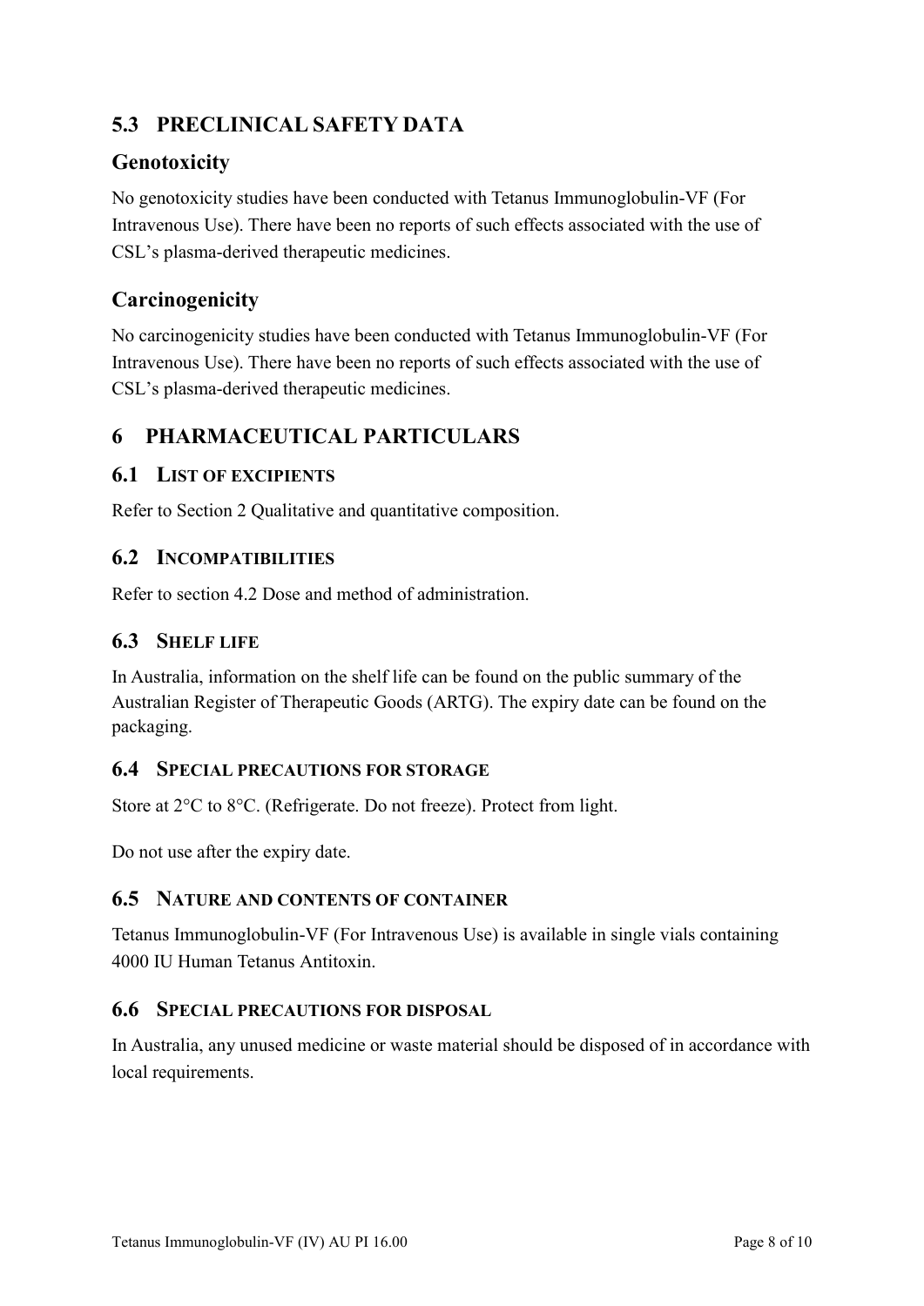## 5.3 PRECLINICAL SAFETY DATA

### Genotoxicity

No genotoxicity studies have been conducted with Tetanus Immunoglobulin-VF (For Intravenous Use). There have been no reports of such effects associated with the use of CSL's plasma-derived therapeutic medicines.

### Carcinogenicity

No carcinogenicity studies have been conducted with Tetanus Immunoglobulin-VF (For Intravenous Use). There have been no reports of such effects associated with the use of CSL's plasma-derived therapeutic medicines.

# 6 PHARMACEUTICAL PARTICULARS

## 6.1 LIST OF EXCIPIENTS

Refer to Section 2 Qualitative and quantitative composition.

## 6.2 INCOMPATIBILITIES

Refer to section 4.2 Dose and method of administration.

## 6.3 SHELF LIFE

In Australia, information on the shelf life can be found on the public summary of the Australian Register of Therapeutic Goods (ARTG). The expiry date can be found on the packaging.

## 6.4 SPECIAL PRECAUTIONS FOR STORAGE

Store at 2°C to 8°C. (Refrigerate. Do not freeze). Protect from light.

Do not use after the expiry date.

## 6.5 NATURE AND CONTENTS OF CONTAINER

Tetanus Immunoglobulin-VF (For Intravenous Use) is available in single vials containing 4000 IU Human Tetanus Antitoxin.

## 6.6 SPECIAL PRECAUTIONS FOR DISPOSAL

In Australia, any unused medicine or waste material should be disposed of in accordance with local requirements.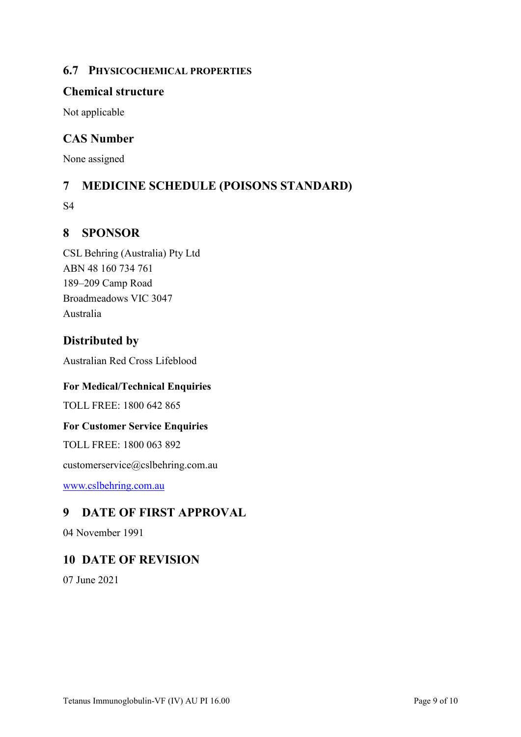### 6.7 PHYSICOCHEMICAL PROPERTIES

#### Chemical structure

Not applicable

#### CAS Number

None assigned

## 7 MEDICINE SCHEDULE (POISONS STANDARD)

S4

## 8 SPONSOR

CSL Behring (Australia) Pty Ltd
ABN 48 160 734 761
189–209 Camp Road
Broadmeadows VIC 3047
Australia

#### Distributed by

Australian Red Cross Lifeblood

**For Medical/Technical Enquiries**

TOLL FREE: 1800 642 865

**For Customer Service Enquiries**

TOLL FREE: 1800 063 892

customerservice@cslbehring.com.au

www.cslbehring.com.au

## 9 DATE OF FIRST APPROVAL

04 November 1991

## 10 DATE OF REVISION

07 June 2021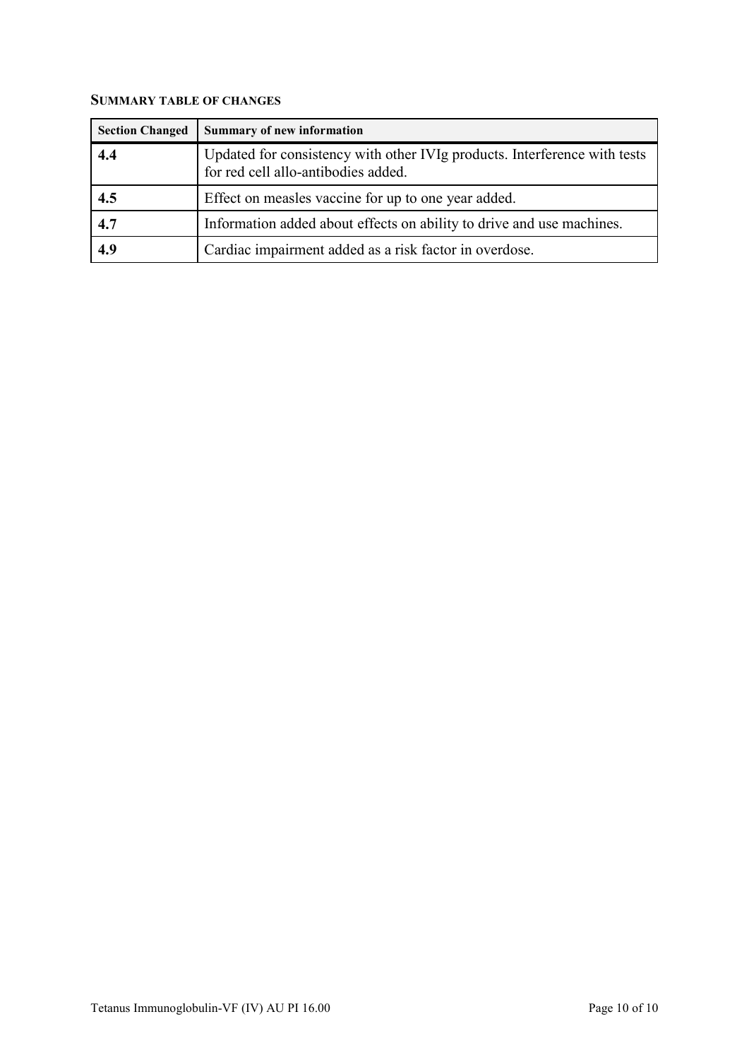## SUMMARY TABLE OF CHANGES

| Section Changed | Summary of new information |
|---|---|
| **4.4** | Updated for consistency with other IVIg products. Interference with tests for red cell allo-antibodies added. |
| **4.5** | Effect on measles vaccine for up to one year added. |
| **4.7** | Information added about effects on ability to drive and use machines. |
| **4.9** | Cardiac impairment added as a risk factor in overdose. |